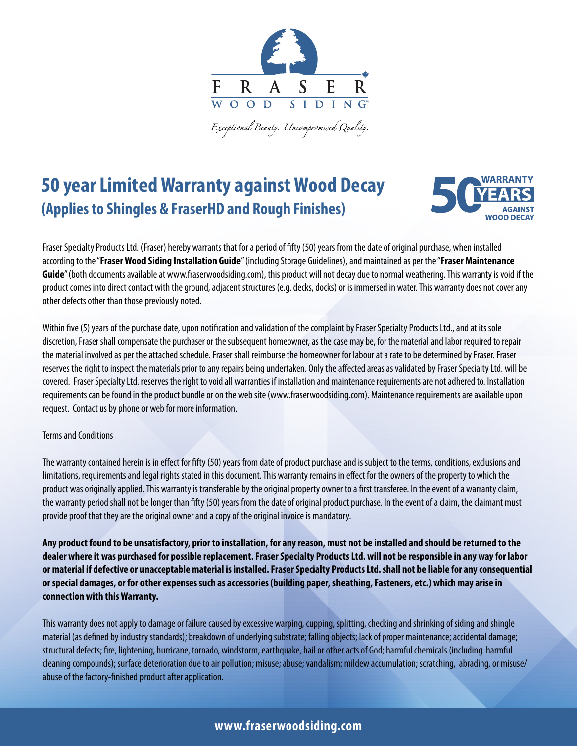FRASER WOOD SIDING

*Exceptional Beauty. Uncompromised Quality.*

# 50 year Limited Warranty against Wood Decay

## (Applies to Shingles & FraserHD and Rough Finishes)

50 WARRANTY YEARS AGAINST WOOD DECAY

Fraser Specialty Products Ltd. (Fraser) hereby warrants that for a period of fifty (50) years from the date of original purchase, when installed according to the "**Fraser Wood Siding Installation Guide**" (including Storage Guidelines), and maintained as per the "**Fraser Maintenance Guide**" (both documents available at www.fraserwoodsiding.com), this product will not decay due to normal weathering. This warranty is void if the product comes into direct contact with the ground, adjacent structures (e.g. decks, docks) or is immersed in water. This warranty does not cover any other defects other than those previously noted.

Within five (5) years of the purchase date, upon notification and validation of the complaint by Fraser Specialty Products Ltd., and at its sole discretion, Fraser shall compensate the purchaser or the subsequent homeowner, as the case may be, for the material and labor required to repair the material involved as per the attached schedule. Fraser shall reimburse the homeowner for labour at a rate to be determined by Fraser. Fraser reserves the right to inspect the materials prior to any repairs being undertaken. Only the affected areas as validated by Fraser Specialty Ltd. will be covered. Fraser Specialty Ltd. reserves the right to void all warranties if installation and maintenance requirements are not adhered to. Installation requirements can be found in the product bundle or on the web site (www.fraserwoodsiding.com). Maintenance requirements are available upon request. Contact us by phone or web for more information.

Terms and Conditions

The warranty contained herein is in effect for fifty (50) years from date of product purchase and is subject to the terms, conditions, exclusions and limitations, requirements and legal rights stated in this document. This warranty remains in effect for the owners of the property to which the product was originally applied. This warranty is transferable by the original property owner to a first transferee. In the event of a warranty claim, the warranty period shall not be longer than fifty (50) years from the date of original product purchase. In the event of a claim, the claimant must provide proof that they are the original owner and a copy of the original invoice is mandatory.

**Any product found to be unsatisfactory, prior to installation, for any reason, must not be installed and should be returned to the dealer where it was purchased for possible replacement. Fraser Specialty Products Ltd. will not be responsible in any way for labor or material if defective or unacceptable material is installed. Fraser Specialty Products Ltd. shall not be liable for any consequential or special damages, or for other expenses such as accessories (building paper, sheathing, Fasteners, etc.) which may arise in connection with this Warranty.**

This warranty does not apply to damage or failure caused by excessive warping, cupping, splitting, checking and shrinking of siding and shingle material (as defined by industry standards); breakdown of underlying substrate; falling objects; lack of proper maintenance; accidental damage; structural defects; fire, lightening, hurricane, tornado, windstorm, earthquake, hail or other acts of God; harmful chemicals (including harmful cleaning compounds); surface deterioration due to air pollution; misuse; abuse; vandalism; mildew accumulation; scratching, abrading, or misuse/abuse of the factory-finished product after application.

**www.fraserwoodsiding.com**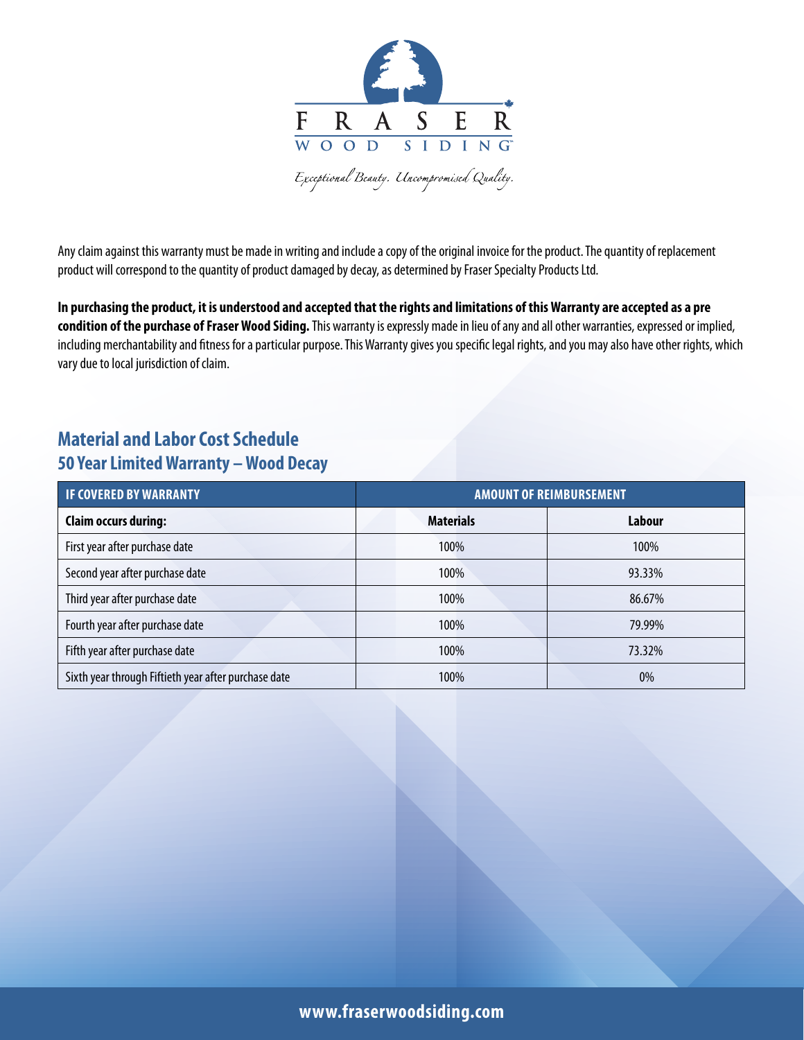FRASER WOOD SIDING

*Exceptional Beauty. Uncompromised Quality.*

Any claim against this warranty must be made in writing and include a copy of the original invoice for the product. The quantity of replacement product will correspond to the quantity of product damaged by decay, as determined by Fraser Specialty Products Ltd.

**In purchasing the product, it is understood and accepted that the rights and limitations of this Warranty are accepted as a pre condition of the purchase of Fraser Wood Siding.** This warranty is expressly made in lieu of any and all other warranties, expressed or implied, including merchantability and fitness for a particular purpose. This Warranty gives you specific legal rights, and you may also have other rights, which vary due to local jurisdiction of claim.

## Material and Labor Cost Schedule
## 50 Year Limited Warranty – Wood Decay

| IF COVERED BY WARRANTY | AMOUNT OF REIMBURSEMENT | |
|---|---|---|
| **Claim occurs during:** | **Materials** | **Labour** |
| First year after purchase date | 100% | 100% |
| Second year after purchase date | 100% | 93.33% |
| Third year after purchase date | 100% | 86.67% |
| Fourth year after purchase date | 100% | 79.99% |
| Fifth year after purchase date | 100% | 73.32% |
| Sixth year through Fiftieth year after purchase date | 100% | 0% |

**www.fraserwoodsiding.com**